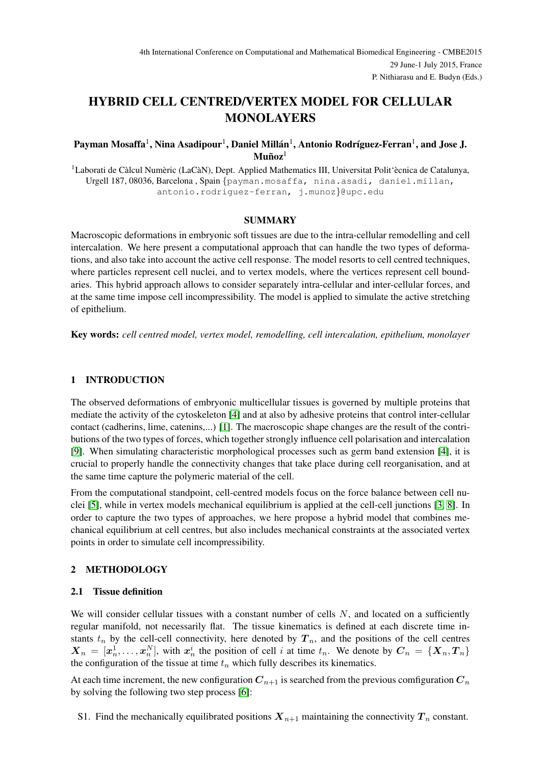# HYBRID CELL CENTRED/VERTEX MODEL FOR CELLULAR MONOLAYERS

**Payman Mosaffa[1], Nina Asadipour[1], Daniel Millán[1], Antonio Rodríguez-Ferran[1], and Jose J. Muñoz[1]**

[1]Laborati de Càlcul Numèric (LaCàN), Dept. Applied Mathematics III, Universitat Polit'ècnica de Catalunya, Urgell 187, 08036, Barcelona , Spain {payman.mosaffa, nina.asadi, daniel.millan, antonio.rodriguez-ferran, j.munoz}@upc.edu

## SUMMARY

Macroscopic deformations in embryonic soft tissues are due to the intra-cellular remodelling and cell intercalation. We here present a computational approach that can handle the two types of deformations, and also take into account the active cell response. The model resorts to cell centred techniques, where particles represent cell nuclei, and to vertex models, where the vertices represent cell boundaries. This hybrid approach allows to consider separately intra-cellular and inter-cellular forces, and at the same time impose cell incompressibility. The model is applied to simulate the active stretching of epithelium.

**Key words:** *cell centred model, vertex model, remodelling, cell intercalation, epithelium, monolayer*

## 1 INTRODUCTION

The observed deformations of embryonic multicellular tissues is governed by multiple proteins that mediate the activity of the cytoskeleton [4] and at also by adhesive proteins that control inter-cellular contact (cadherins, lime, catenins,...) [1]. The macroscopic shape changes are the result of the contributions of the two types of forces, which together strongly influence cell polarisation and intercalation [9]. When simulating characteristic morphological processes such as germ band extension [4], it is crucial to properly handle the connectivity changes that take place during cell reorganisation, and at the same time capture the polymeric material of the cell.

From the computational standpoint, cell-centred models focus on the force balance between cell nuclei [5], while in vertex models mechanical equilibrium is applied at the cell-cell junctions [3, 8]. In order to capture the two types of approaches, we here propose a hybrid model that combines mechanical equilibrium at cell centres, but also includes mechanical constraints at the associated vertex points in order to simulate cell incompressibility.

## 2 METHODOLOGY

### 2.1 Tissue definition

We will consider cellular tissues with a constant number of cells $N$, and located on a sufficiently regular manifold, not necessarily flat. The tissue kinematics is defined at each discrete time instants $t_n$ by the cell-cell connectivity, here denoted by $\boldsymbol{T}_n$, and the positions of the cell centres $\boldsymbol{X}_n = [\boldsymbol{x}_n^1, \ldots, \boldsymbol{x}_n^N]$, with $\boldsymbol{x}_n^i$ the position of cell $i$ at time $t_n$. We denote by $\boldsymbol{C}_n = \{\boldsymbol{X}_n, \boldsymbol{T}_n\}$ the configuration of the tissue at time $t_n$ which fully describes its kinematics.

At each time increment, the new configuration $\boldsymbol{C}_{n+1}$ is searched from the previous comfiguration $\boldsymbol{C}_n$ by solving the following two step process [6]:

S1. Find the mechanically equilibrated positions $\boldsymbol{X}_{n+1}$ maintaining the connectivity $\boldsymbol{T}_n$ constant.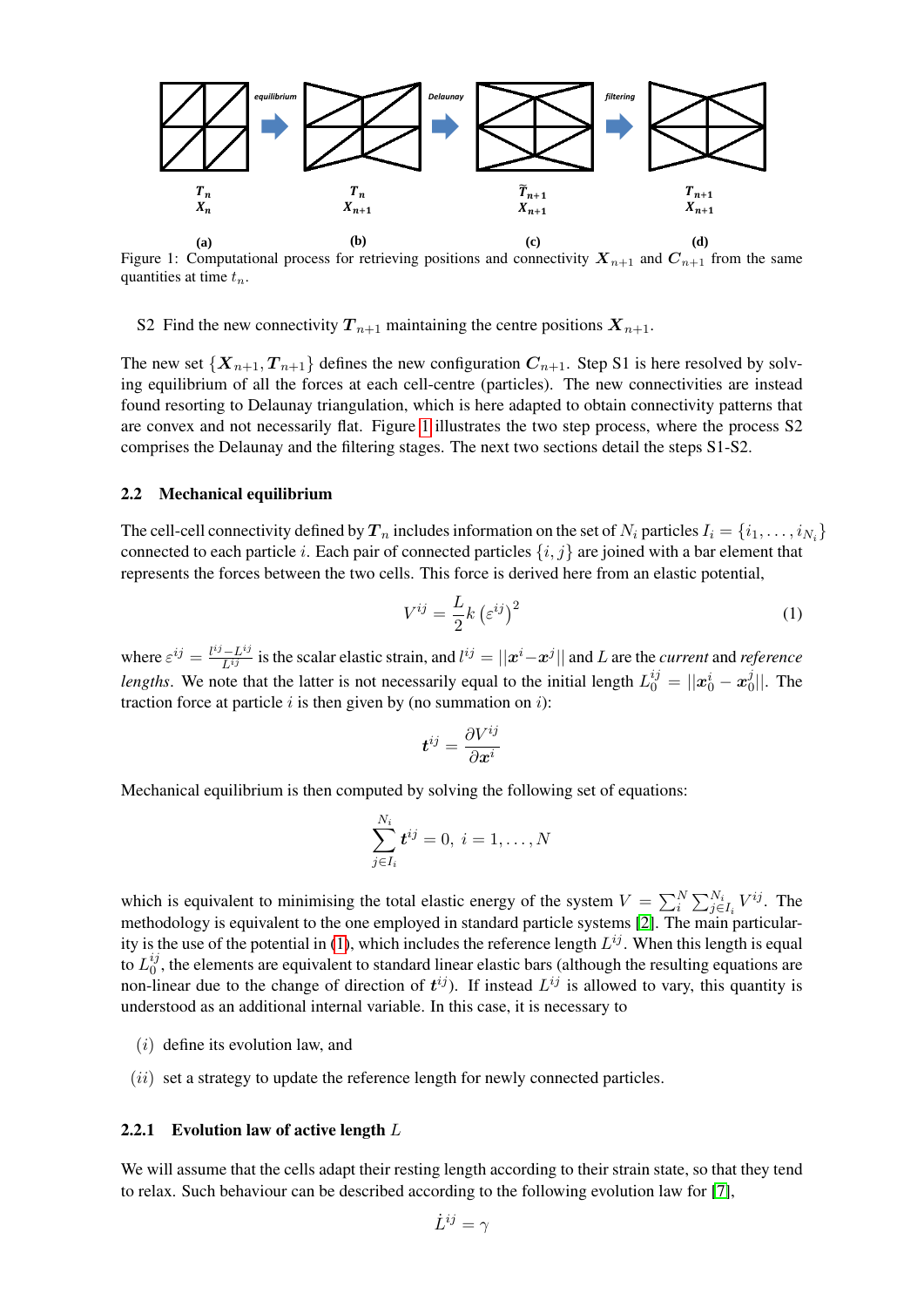Figure 1: Computational process for retrieving positions and connectivity $\boldsymbol{X}_{n+1}$ and $\boldsymbol{C}_{n+1}$ from the same quantities at time $t_n$.

S2 Find the new connectivity $\boldsymbol{T}_{n+1}$ maintaining the centre positions $\boldsymbol{X}_{n+1}$.

The new set $\{\boldsymbol{X}_{n+1}, \boldsymbol{T}_{n+1}\}$ defines the new configuration $\boldsymbol{C}_{n+1}$. Step S1 is here resolved by solving equilibrium of all the forces at each cell-centre (particles). The new connectivities are instead found resorting to Delaunay triangulation, which is here adapted to obtain connectivity patterns that are convex and not necessarily flat. Figure 1 illustrates the two step process, where the process S2 comprises the Delaunay and the filtering stages. The next two sections detail the steps S1-S2.

### 2.2 Mechanical equilibrium

The cell-cell connectivity defined by $\boldsymbol{T}_n$ includes information on the set of $N_i$ particles $I_i = \{i_1, \ldots, i_{N_i}\}$ connected to each particle $i$. Each pair of connected particles $\{i, j\}$ are joined with a bar element that represents the forces between the two cells. This force is derived here from an elastic potential,

$$V^{ij} = \frac{L}{2} k \left(\varepsilon^{ij}\right)^2 \tag{1}$$

where $\varepsilon^{ij} = \frac{l^{ij} - L^{ij}}{L^{ij}}$ is the scalar elastic strain, and $l^{ij} = ||\boldsymbol{x}^i - \boldsymbol{x}^j||$ and $L$ are the *current* and *reference lengths*. We note that the latter is not necessarily equal to the initial length $L_0^{ij} = ||\boldsymbol{x}_0^i - \boldsymbol{x}_0^j||$. The traction force at particle $i$ is then given by (no summation on $i$):

$$\boldsymbol{t}^{ij} = \frac{\partial V^{ij}}{\partial \boldsymbol{x}^i}$$

Mechanical equilibrium is then computed by solving the following set of equations:

$$\sum_{j \in I_i}^{N_i} \boldsymbol{t}^{ij} = 0, \; i = 1, \ldots, N$$

which is equivalent to minimising the total elastic energy of the system $V = \sum_i^N \sum_{j \in I_i}^{N_i} V^{ij}$. The methodology is equivalent to the one employed in standard particle systems [2]. The main particularity is the use of the potential in (1), which includes the reference length $L^{ij}$. When this length is equal to $L_0^{ij}$, the elements are equivalent to standard linear elastic bars (although the resulting equations are non-linear due to the change of direction of $\boldsymbol{t}^{ij}$). If instead $L^{ij}$ is allowed to vary, this quantity is understood as an additional internal variable. In this case, it is necessary to

$(i)$ define its evolution law, and

$(ii)$ set a strategy to update the reference length for newly connected particles.

#### 2.2.1 Evolution law of active length $L$

We will assume that the cells adapt their resting length according to their strain state, so that they tend to relax. Such behaviour can be described according to the following evolution law for [7],

$$\dot{L}^{ij} = \gamma$$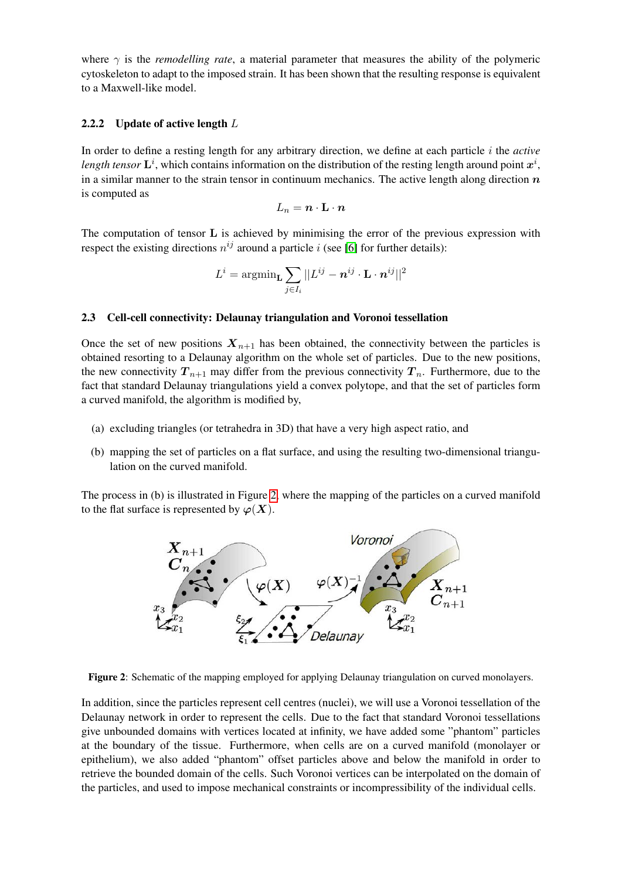where $\gamma$ is the *remodelling rate*, a material parameter that measures the ability of the polymeric cytoskeleton to adapt to the imposed strain. It has been shown that the resulting response is equivalent to a Maxwell-like model.

#### 2.2.2 Update of active length $L$

In order to define a resting length for any arbitrary direction, we define at each particle $i$ the *active length tensor* $\mathbf{L}^i$, which contains information on the distribution of the resting length around point $\boldsymbol{x}^i$, in a similar manner to the strain tensor in continuum mechanics. The active length along direction $\boldsymbol{n}$ is computed as

$$L_n = \boldsymbol{n} \cdot \mathbf{L} \cdot \boldsymbol{n}$$

The computation of tensor $\mathbf{L}$ is achieved by minimising the error of the previous expression with respect the existing directions $n^{ij}$ around a particle $i$ (see [6] for further details):

$$L^i = \text{argmin}_{\mathbf{L}} \sum_{j \in I_i} ||L^{ij} - \boldsymbol{n}^{ij} \cdot \mathbf{L} \cdot \boldsymbol{n}^{ij}||^2$$

### 2.3 Cell-cell connectivity: Delaunay triangulation and Voronoi tessellation

Once the set of new positions $\boldsymbol{X}_{n+1}$ has been obtained, the connectivity between the particles is obtained resorting to a Delaunay algorithm on the whole set of particles. Due to the new positions, the new connectivity $\boldsymbol{T}_{n+1}$ may differ from the previous connectivity $\boldsymbol{T}_n$. Furthermore, due to the fact that standard Delaunay triangulations yield a convex polytope, and that the set of particles form a curved manifold, the algorithm is modified by,

(a) excluding triangles (or tetrahedra in 3D) that have a very high aspect ratio, and

(b) mapping the set of particles on a flat surface, and using the resulting two-dimensional triangulation on the curved manifold.

The process in (b) is illustrated in Figure 2, where the mapping of the particles on a curved manifold to the flat surface is represented by $\boldsymbol{\varphi}(\boldsymbol{X})$.

**Figure 2**: Schematic of the mapping employed for applying Delaunay triangulation on curved monolayers.

In addition, since the particles represent cell centres (nuclei), we will use a Voronoi tessellation of the Delaunay network in order to represent the cells. Due to the fact that standard Voronoi tessellations give unbounded domains with vertices located at infinity, we have added some "phantom" particles at the boundary of the tissue. Furthermore, when cells are on a curved manifold (monolayer or epithelium), we also added "phantom" offset particles above and below the manifold in order to retrieve the bounded domain of the cells. Such Voronoi vertices can be interpolated on the domain of the particles, and used to impose mechanical constraints or incompressibility of the individual cells.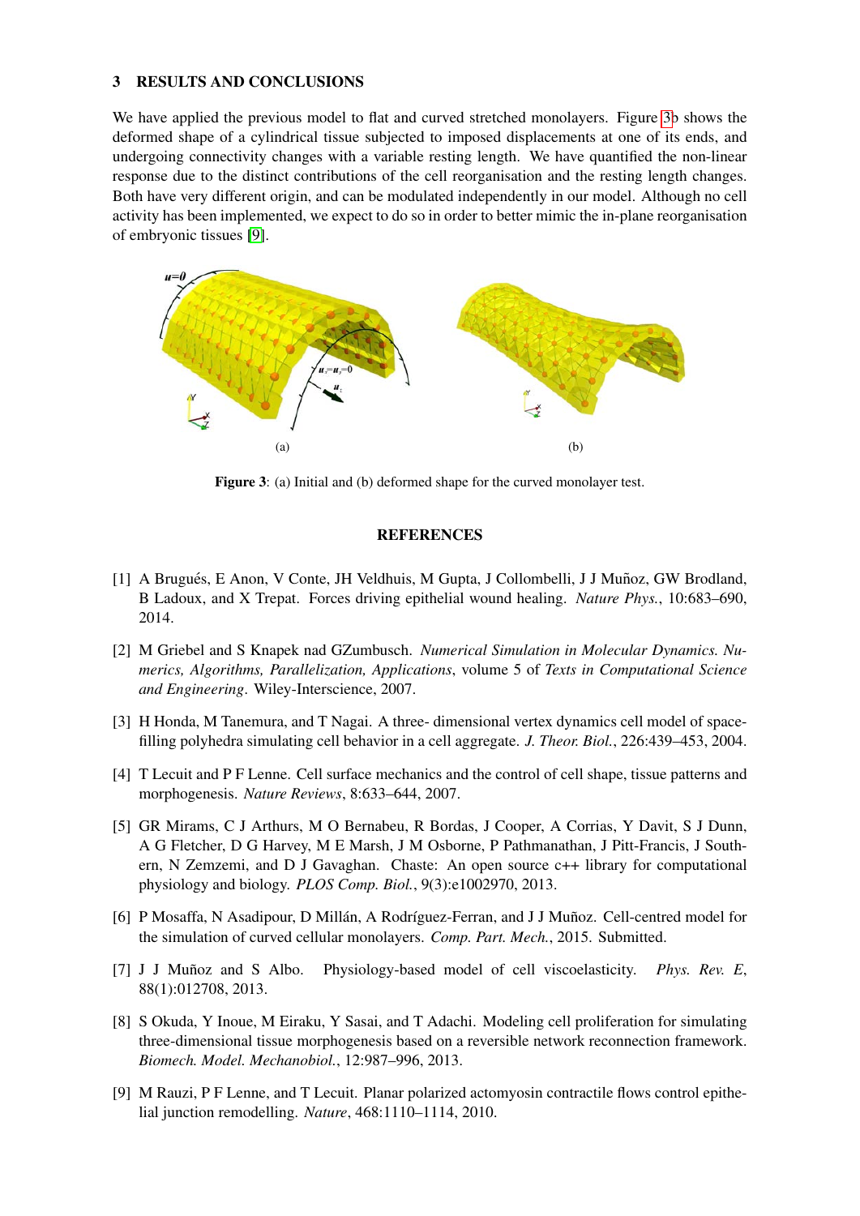## 3 RESULTS AND CONCLUSIONS

We have applied the previous model to flat and curved stretched monolayers. Figure 3b shows the deformed shape of a cylindrical tissue subjected to imposed displacements at one of its ends, and undergoing connectivity changes with a variable resting length. We have quantified the non-linear response due to the distinct contributions of the cell reorganisation and the resting length changes. Both have very different origin, and can be modulated independently in our model. Although no cell activity has been implemented, we expect to do so in order to better mimic the in-plane reorganisation of embryonic tissues [9].

$u=0$

$u_x=u_y=0$

$u_z$

(a)

(b)

**Figure 3**: (a) Initial and (b) deformed shape for the curved monolayer test.

## REFERENCES

[1] A Brugués, E Anon, V Conte, JH Veldhuis, M Gupta, J Collombelli, J J Muñoz, GW Brodland, B Ladoux, and X Trepat. Forces driving epithelial wound healing. *Nature Phys.*, 10:683–690, 2014.

[2] M Griebel and S Knapek nad GZumbusch. *Numerical Simulation in Molecular Dynamics. Numerics, Algorithms, Parallelization, Applications*, volume 5 of *Texts in Computational Science and Engineering*. Wiley-Interscience, 2007.

[3] H Honda, M Tanemura, and T Nagai. A three- dimensional vertex dynamics cell model of space-filling polyhedra simulating cell behavior in a cell aggregate. *J. Theor. Biol.*, 226:439–453, 2004.

[4] T Lecuit and P F Lenne. Cell surface mechanics and the control of cell shape, tissue patterns and morphogenesis. *Nature Reviews*, 8:633–644, 2007.

[5] GR Mirams, C J Arthurs, M O Bernabeu, R Bordas, J Cooper, A Corrias, Y Davit, S J Dunn, A G Fletcher, D G Harvey, M E Marsh, J M Osborne, P Pathmanathan, J Pitt-Francis, J Southern, N Zemzemi, and D J Gavaghan. Chaste: An open source c++ library for computational physiology and biology. *PLOS Comp. Biol.*, 9(3):e1002970, 2013.

[6] P Mosaffa, N Asadipour, D Millán, A Rodríguez-Ferran, and J J Muñoz. Cell-centred model for the simulation of curved cellular monolayers. *Comp. Part. Mech.*, 2015. Submitted.

[7] J J Muñoz and S Albo. Physiology-based model of cell viscoelasticity. *Phys. Rev. E*, 88(1):012708, 2013.

[8] S Okuda, Y Inoue, M Eiraku, Y Sasai, and T Adachi. Modeling cell proliferation for simulating three-dimensional tissue morphogenesis based on a reversible network reconnection framework. *Biomech. Model. Mechanobiol.*, 12:987–996, 2013.

[9] M Rauzi, P F Lenne, and T Lecuit. Planar polarized actomyosin contractile flows control epithelial junction remodelling. *Nature*, 468:1110–1114, 2010.